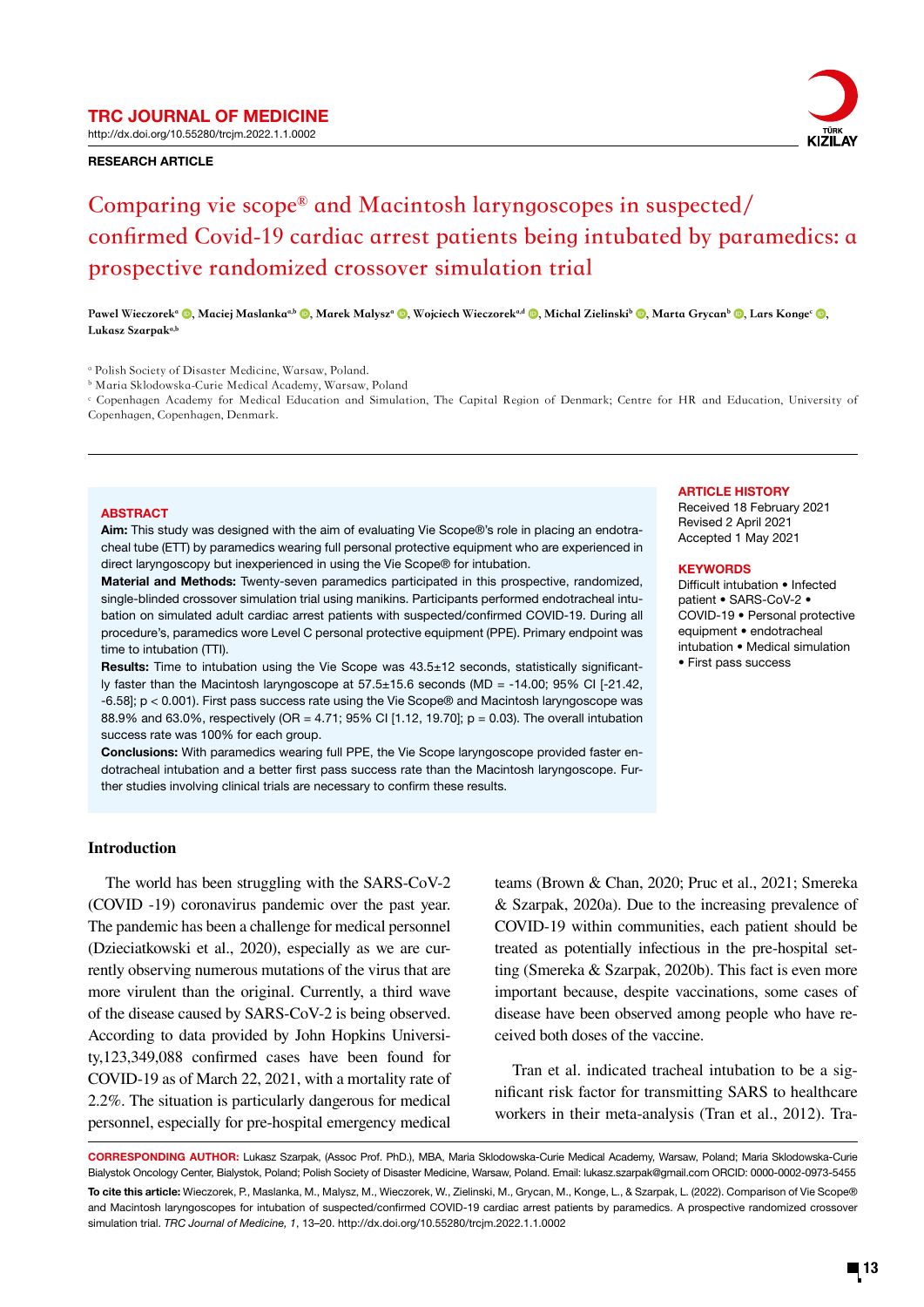TRC JOURNAL OF MEDICINE

http://dx.doi.org/10.55280/trcjm.2022.1.1.0002

RESEARCH ARTICLE

# Comparing vie scope® and Macintosh laryngoscopes in suspected/ confirmed Covid-19 cardiac arrest patients being intubated by paramedics: a prospective randomized crossover simulation trial

**Pawel Wieczorek**[a], **Maciej Maslanka**[a,b], **Marek Malysz**[a], **Wojciech Wieczorek**[a,d], **Michal Zielinski**[b], **Marta Grycan**[b], **Lars Konge**[c], **Lukasz Szarpak**[a,b]

[a] Polish Society of Disaster Medicine, Warsaw, Poland.
[b] Maria Sklodowska-Curie Medical Academy, Warsaw, Poland
[c] Copenhagen Academy for Medical Education and Simulation, The Capital Region of Denmark; Centre for HR and Education, University of Copenhagen, Copenhagen, Denmark.

## ABSTRACT

**Aim:** This study was designed with the aim of evaluating Vie Scope®'s role in placing an endotracheal tube (ETT) by paramedics wearing full personal protective equipment who are experienced in direct laryngoscopy but inexperienced in using the Vie Scope® for intubation.

**Material and Methods:** Twenty-seven paramedics participated in this prospective, randomized, single-blinded crossover simulation trial using manikins. Participants performed endotracheal intubation on simulated adult cardiac arrest patients with suspected/confirmed COVID-19. During all procedure's, paramedics wore Level C personal protective equipment (PPE). Primary endpoint was time to intubation (TTI).

**Results:** Time to intubation using the Vie Scope was 43.5±12 seconds, statistically significantly faster than the Macintosh laryngoscope at 57.5±15.6 seconds (MD = -14.00; 95% CI [-21.42, -6.58]; $p < 0.001$). First pass success rate using the Vie Scope® and Macintosh laryngoscope was 88.9% and 63.0%, respectively (OR = 4.71; 95% CI [1.12, 19.70]; $p = 0.03$). The overall intubation success rate was 100% for each group.

**Conclusions:** With paramedics wearing full PPE, the Vie Scope laryngoscope provided faster endotracheal intubation and a better first pass success rate than the Macintosh laryngoscope. Further studies involving clinical trials are necessary to confirm these results.

**ARTICLE HISTORY**

Received 18 February 2021
Revised 2 April 2021
Accepted 1 May 2021

**KEYWORDS**

Difficult intubation • Infected patient • SARS-CoV-2 • COVID-19 • Personal protective equipment • endotracheal intubation • Medical simulation • First pass success

## Introduction

The world has been struggling with the SARS-CoV-2 (COVID -19) coronavirus pandemic over the past year. The pandemic has been a challenge for medical personnel (Dzieciatkowski et al., 2020), especially as we are currently observing numerous mutations of the virus that are more virulent than the original. Currently, a third wave of the disease caused by SARS-CoV-2 is being observed. According to data provided by John Hopkins University,123,349,088 confirmed cases have been found for COVID-19 as of March 22, 2021, with a mortality rate of 2.2%. The situation is particularly dangerous for medical personnel, especially for pre-hospital emergency medical teams (Brown & Chan, 2020; Pruc et al., 2021; Smereka & Szarpak, 2020a). Due to the increasing prevalence of COVID-19 within communities, each patient should be treated as potentially infectious in the pre-hospital setting (Smereka & Szarpak, 2020b). This fact is even more important because, despite vaccinations, some cases of disease have been observed among people who have received both doses of the vaccine.

Tran et al. indicated tracheal intubation to be a significant risk factor for transmitting SARS to healthcare workers in their meta-analysis (Tran et al., 2012). Tra-

**CORRESPONDING AUTHOR:** Lukasz Szarpak, (Assoc Prof. PhD.), MBA, Maria Sklodowska-Curie Medical Academy, Warsaw, Poland; Maria Sklodowska-Curie Bialystok Oncology Center, Bialystok, Poland; Polish Society of Disaster Medicine, Warsaw, Poland. Email: lukasz.szarpak@gmail.com ORCID: 0000-0002-0973-5455

**To cite this article:** Wieczorek, P., Maslanka, M., Malysz, M., Wieczorek, W., Zielinski, M., Grycan, M., Konge, L., & Szarpak, L. (2022). Comparison of Vie Scope® and Macintosh laryngoscopes for intubation of suspected/confirmed COVID-19 cardiac arrest patients by paramedics. A prospective randomized crossover simulation trial. *TRC Journal of Medicine, 1*, 13–20. http://dx.doi.org/10.55280/trcjm.2022.1.1.0002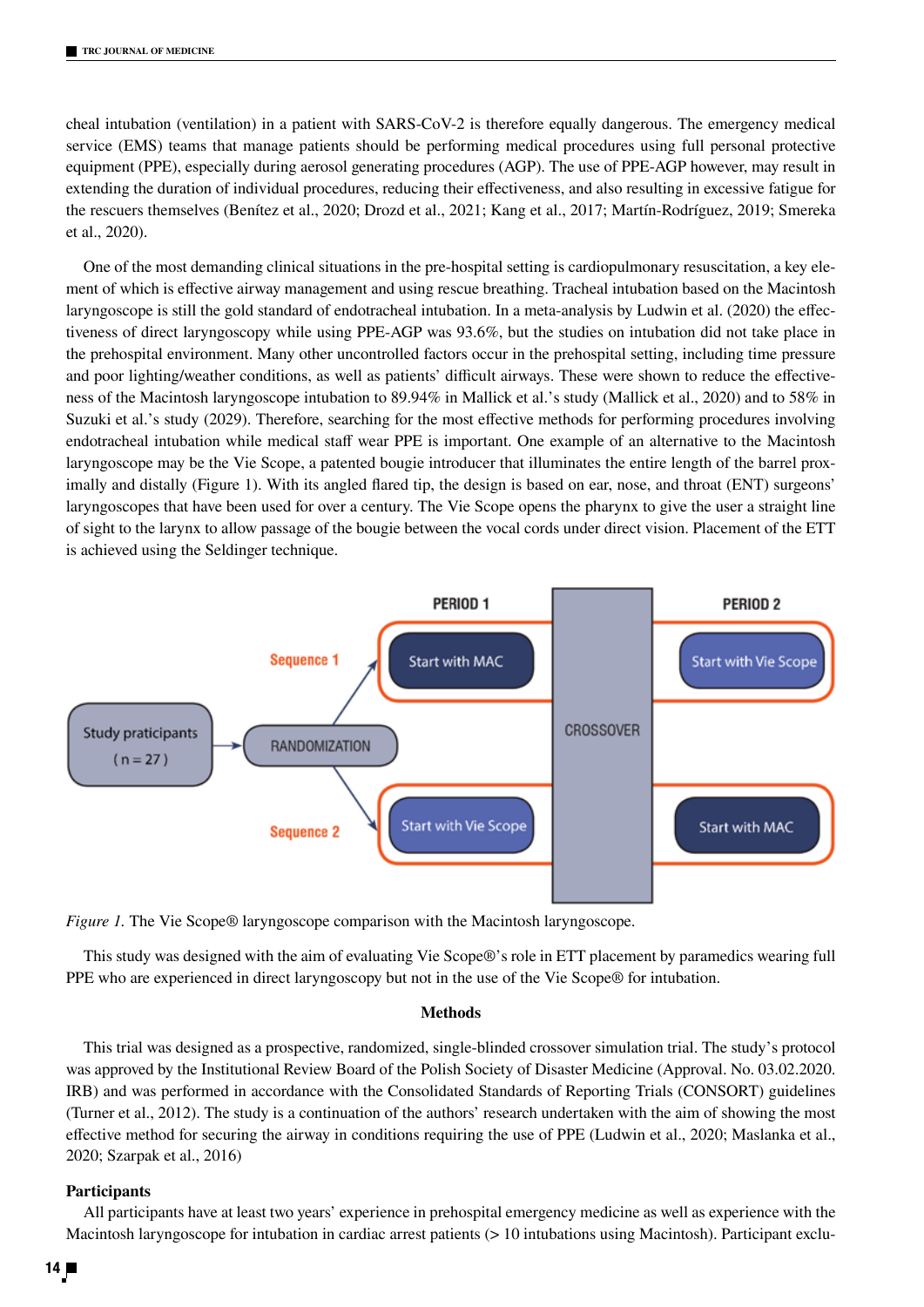cheal intubation (ventilation) in a patient with SARS-CoV-2 is therefore equally dangerous. The emergency medical service (EMS) teams that manage patients should be performing medical procedures using full personal protective equipment (PPE), especially during aerosol generating procedures (AGP). The use of PPE-AGP however, may result in extending the duration of individual procedures, reducing their effectiveness, and also resulting in excessive fatigue for the rescuers themselves (Benítez et al., 2020; Drozd et al., 2021; Kang et al., 2017; Martín-Rodríguez, 2019; Smereka et al., 2020).

One of the most demanding clinical situations in the pre-hospital setting is cardiopulmonary resuscitation, a key element of which is effective airway management and using rescue breathing. Tracheal intubation based on the Macintosh laryngoscope is still the gold standard of endotracheal intubation. In a meta-analysis by Ludwin et al. (2020) the effectiveness of direct laryngoscopy while using PPE-AGP was 93.6%, but the studies on intubation did not take place in the prehospital environment. Many other uncontrolled factors occur in the prehospital setting, including time pressure and poor lighting/weather conditions, as well as patients' difficult airways. These were shown to reduce the effectiveness of the Macintosh laryngoscope intubation to 89.94% in Mallick et al.'s study (Mallick et al., 2020) and to 58% in Suzuki et al.'s study (2029). Therefore, searching for the most effective methods for performing procedures involving endotracheal intubation while medical staff wear PPE is important. One example of an alternative to the Macintosh laryngoscope may be the Vie Scope, a patented bougie introducer that illuminates the entire length of the barrel proximally and distally (Figure 1). With its angled flared tip, the design is based on ear, nose, and throat (ENT) surgeons' laryngoscopes that have been used for over a century. The Vie Scope opens the pharynx to give the user a straight line of sight to the larynx to allow passage of the bougie between the vocal cords under direct vision. Placement of the ETT is achieved using the Seldinger technique.

PERIOD 1 | PERIOD 2

Study participants (n = 27) → RANDOMIZATION

Sequence 1: Start with MAC → CROSSOVER → Start with Vie Scope

Sequence 2: Start with Vie Scope → CROSSOVER → Start with MAC

*Figure 1.* The Vie Scope® laryngoscope comparison with the Macintosh laryngoscope.

This study was designed with the aim of evaluating Vie Scope®'s role in ETT placement by paramedics wearing full PPE who are experienced in direct laryngoscopy but not in the use of the Vie Scope® for intubation.

## Methods

This trial was designed as a prospective, randomized, single-blinded crossover simulation trial. The study's protocol was approved by the Institutional Review Board of the Polish Society of Disaster Medicine (Approval. No. 03.02.2020. IRB) and was performed in accordance with the Consolidated Standards of Reporting Trials (CONSORT) guidelines (Turner et al., 2012). The study is a continuation of the authors' research undertaken with the aim of showing the most effective method for securing the airway in conditions requiring the use of PPE (Ludwin et al., 2020; Maslanka et al., 2020; Szarpak et al., 2016)

### Participants

All participants have at least two years' experience in prehospital emergency medicine as well as experience with the Macintosh laryngoscope for intubation in cardiac arrest patients (> 10 intubations using Macintosh). Participant exclu-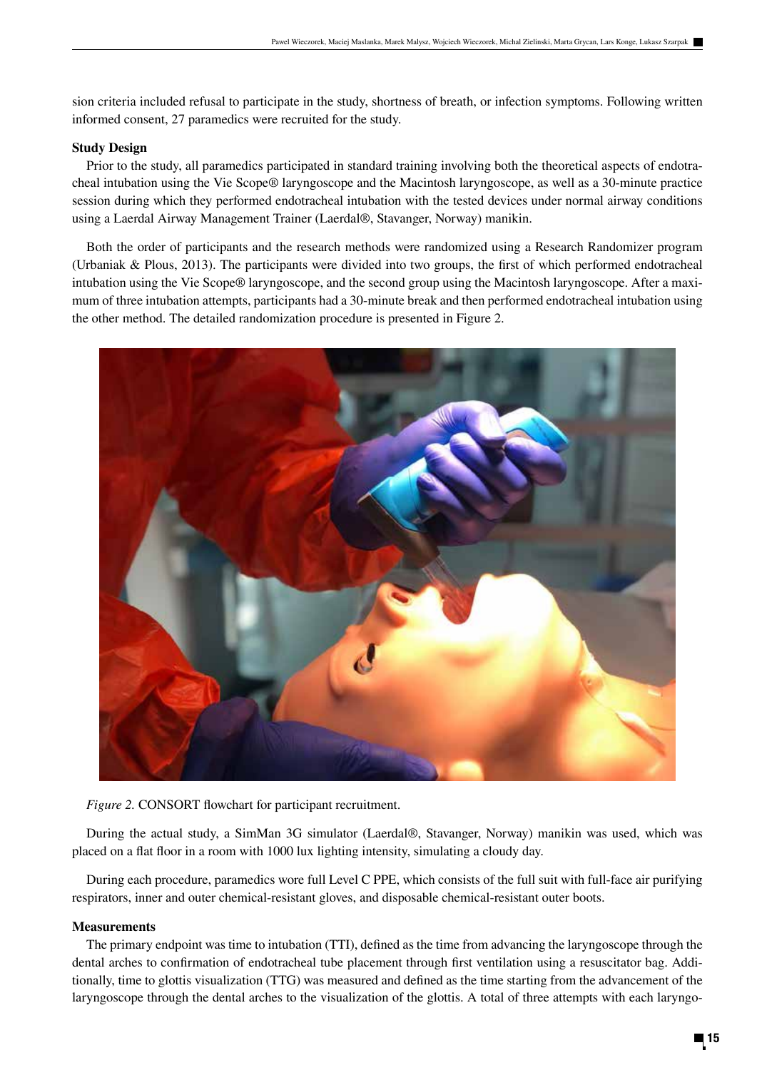sion criteria included refusal to participate in the study, shortness of breath, or infection symptoms. Following written informed consent, 27 paramedics were recruited for the study.

**Study Design**

Prior to the study, all paramedics participated in standard training involving both the theoretical aspects of endotracheal intubation using the Vie Scope® laryngoscope and the Macintosh laryngoscope, as well as a 30-minute practice session during which they performed endotracheal intubation with the tested devices under normal airway conditions using a Laerdal Airway Management Trainer (Laerdal®, Stavanger, Norway) manikin.

Both the order of participants and the research methods were randomized using a Research Randomizer program (Urbaniak & Plous, 2013). The participants were divided into two groups, the first of which performed endotracheal intubation using the Vie Scope® laryngoscope, and the second group using the Macintosh laryngoscope. After a maximum of three intubation attempts, participants had a 30-minute break and then performed endotracheal intubation using the other method. The detailed randomization procedure is presented in Figure 2.

*Figure 2.* CONSORT flowchart for participant recruitment.

During the actual study, a SimMan 3G simulator (Laerdal®, Stavanger, Norway) manikin was used, which was placed on a flat floor in a room with 1000 lux lighting intensity, simulating a cloudy day.

During each procedure, paramedics wore full Level C PPE, which consists of the full suit with full-face air purifying respirators, inner and outer chemical-resistant gloves, and disposable chemical-resistant outer boots.

**Measurements**

The primary endpoint was time to intubation (TTI), defined as the time from advancing the laryngoscope through the dental arches to confirmation of endotracheal tube placement through first ventilation using a resuscitator bag. Additionally, time to glottis visualization (TTG) was measured and defined as the time starting from the advancement of the laryngoscope through the dental arches to the visualization of the glottis. A total of three attempts with each laryngo-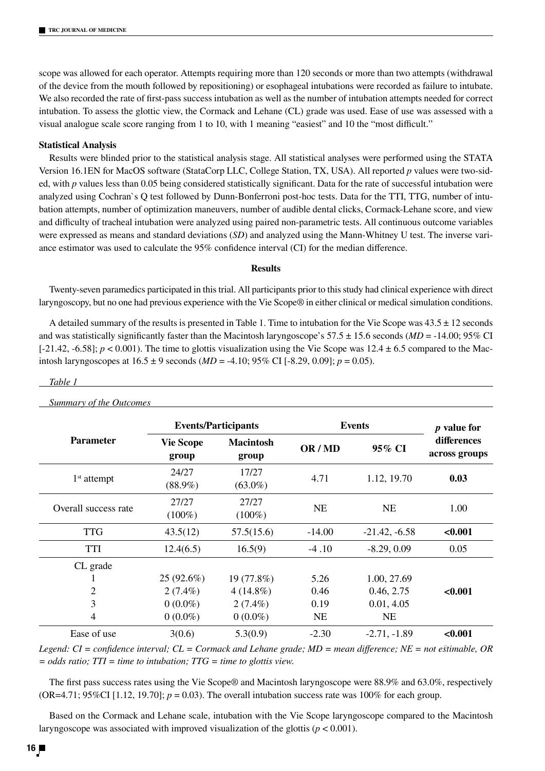scope was allowed for each operator. Attempts requiring more than 120 seconds or more than two attempts (withdrawal of the device from the mouth followed by repositioning) or esophageal intubations were recorded as failure to intubate. We also recorded the rate of first-pass success intubation as well as the number of intubation attempts needed for correct intubation. To assess the glottic view, the Cormack and Lehane (CL) grade was used. Ease of use was assessed with a visual analogue scale score ranging from 1 to 10, with 1 meaning "easiest" and 10 the "most difficult."

**Statistical Analysis**

Results were blinded prior to the statistical analysis stage. All statistical analyses were performed using the STATA Version 16.1EN for MacOS software (StataCorp LLC, College Station, TX, USA). All reported *p* values were two-sided, with *p* values less than 0.05 being considered statistically significant. Data for the rate of successful intubation were analyzed using Cochran`s Q test followed by Dunn-Bonferroni post-hoc tests. Data for the TTI, TTG, number of intubation attempts, number of optimization maneuvers, number of audible dental clicks, Cormack-Lehane score, and view and difficulty of tracheal intubation were analyzed using paired non-parametric tests. All continuous outcome variables were expressed as means and standard deviations (*SD*) and analyzed using the Mann-Whitney U test. The inverse variance estimator was used to calculate the 95% confidence interval (CI) for the median difference.

## Results

Twenty-seven paramedics participated in this trial. All participants prior to this study had clinical experience with direct laryngoscopy, but no one had previous experience with the Vie Scope® in either clinical or medical simulation conditions.

A detailed summary of the results is presented in Table 1. Time to intubation for the Vie Scope was 43.5 ± 12 seconds and was statistically significantly faster than the Macintosh laryngoscope's 57.5 ± 15.6 seconds (*MD* = -14.00; 95% CI [-21.42, -6.58]; $p < 0.001$). The time to glottis visualization using the Vie Scope was 12.4 ± 6.5 compared to the Macintosh laryngoscopes at 16.5 ± 9 seconds (*MD* = -4.10; 95% CI [-8.29, 0.09]; $p = 0.05$).

*Table 1*

*Summary of the Outcomes*

| Parameter | Events/Participants | | Events | | *p* value for differences across groups |
|---|---|---|---|---|---|
| | Vie Scope group | Macintosh group | OR / MD | 95% CI | |
| 1st attempt | 24/27 (88.9%) | 17/27 (63.0%) | 4.71 | 1.12, 19.70 | **0.03** |
| Overall success rate | 27/27 (100%) | 27/27 (100%) | NE | NE | 1.00 |
| TTG | 43.5(12) | 57.5(15.6) | -14.00 | -21.42, -6.58 | **<0.001** |
| TTI | 12.4(6.5) | 16.5(9) | -4 .10 | -8.29, 0.09 | 0.05 |
| CL grade | | | | | **<0.001** |
| 1 | 25 (92.6%) | 19 (77.8%) | 5.26 | 1.00, 27.69 | |
| 2 | 2 (7.4%) | 4 (14.8%) | 0.46 | 0.46, 2.75 | |
| 3 | 0 (0.0%) | 2 (7.4%) | 0.19 | 0.01, 4.05 | |
| 4 | 0 (0.0%) | 0 (0.0%) | NE | NE | |
| Ease of use | 3(0.6) | 5.3(0.9) | -2.30 | -2.71, -1.89 | **<0.001** |

*Legend: CI = confidence interval; CL = Cormack and Lehane grade; MD = mean difference; NE = not estimable, OR = odds ratio; TTI = time to intubation; TTG = time to glottis view.*

The first pass success rates using the Vie Scope® and Macintosh laryngoscope were 88.9% and 63.0%, respectively (OR=4.71; 95%CI [1.12, 19.70]; $p = 0.03$). The overall intubation success rate was 100% for each group.

Based on the Cormack and Lehane scale, intubation with the Vie Scope laryngoscope compared to the Macintosh laryngoscope was associated with improved visualization of the glottis ($p < 0.001$).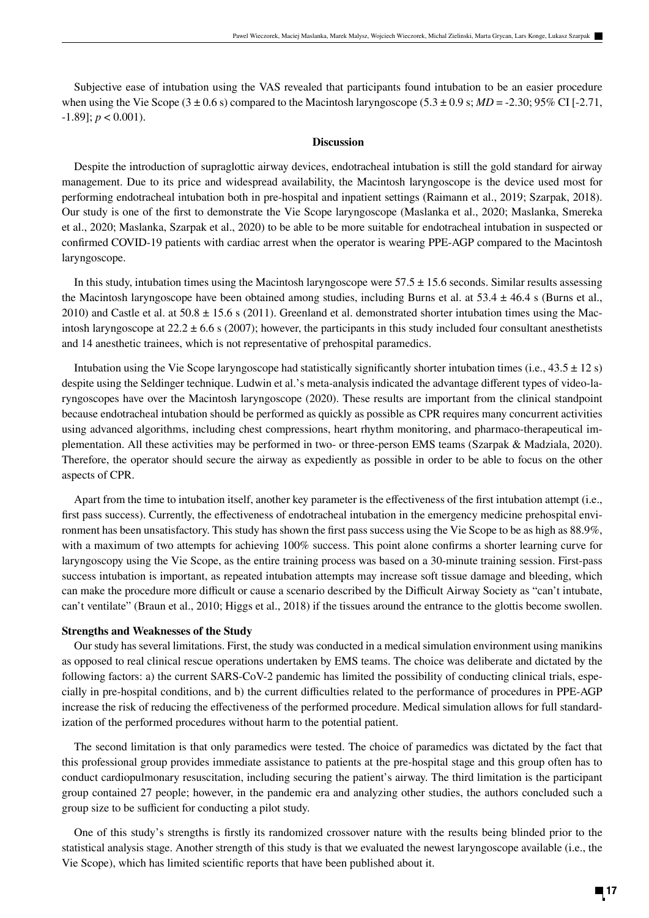Subjective ease of intubation using the VAS revealed that participants found intubation to be an easier procedure when using the Vie Scope ($3 \pm 0.6$ s) compared to the Macintosh laryngoscope ($5.3 \pm 0.9$ s; $MD = -2.30$; 95% CI [-2.71, -1.89]; $p < 0.001$).

## Discussion

Despite the introduction of supraglottic airway devices, endotracheal intubation is still the gold standard for airway management. Due to its price and widespread availability, the Macintosh laryngoscope is the device used most for performing endotracheal intubation both in pre-hospital and inpatient settings (Raimann et al., 2019; Szarpak, 2018). Our study is one of the first to demonstrate the Vie Scope laryngoscope (Maslanka et al., 2020; Maslanka, Smereka et al., 2020; Maslanka, Szarpak et al., 2020) to be able to be more suitable for endotracheal intubation in suspected or confirmed COVID-19 patients with cardiac arrest when the operator is wearing PPE-AGP compared to the Macintosh laryngoscope.

In this study, intubation times using the Macintosh laryngoscope were $57.5 \pm 15.6$ seconds. Similar results assessing the Macintosh laryngoscope have been obtained among studies, including Burns et al. at $53.4 \pm 46.4$ s (Burns et al., 2010) and Castle et al. at $50.8 \pm 15.6$ s (2011). Greenland et al. demonstrated shorter intubation times using the Macintosh laryngoscope at $22.2 \pm 6.6$ s (2007); however, the participants in this study included four consultant anesthetists and 14 anesthetic trainees, which is not representative of prehospital paramedics.

Intubation using the Vie Scope laryngoscope had statistically significantly shorter intubation times (i.e., $43.5 \pm 12$ s) despite using the Seldinger technique. Ludwin et al.'s meta-analysis indicated the advantage different types of video-laryngoscopes have over the Macintosh laryngoscope (2020). These results are important from the clinical standpoint because endotracheal intubation should be performed as quickly as possible as CPR requires many concurrent activities using advanced algorithms, including chest compressions, heart rhythm monitoring, and pharmaco-therapeutical implementation. All these activities may be performed in two- or three-person EMS teams (Szarpak & Madziala, 2020). Therefore, the operator should secure the airway as expediently as possible in order to be able to focus on the other aspects of CPR.

Apart from the time to intubation itself, another key parameter is the effectiveness of the first intubation attempt (i.e., first pass success). Currently, the effectiveness of endotracheal intubation in the emergency medicine prehospital environment has been unsatisfactory. This study has shown the first pass success using the Vie Scope to be as high as 88.9%, with a maximum of two attempts for achieving 100% success. This point alone confirms a shorter learning curve for laryngoscopy using the Vie Scope, as the entire training process was based on a 30-minute training session. First-pass success intubation is important, as repeated intubation attempts may increase soft tissue damage and bleeding, which can make the procedure more difficult or cause a scenario described by the Difficult Airway Society as "can't intubate, can't ventilate" (Braun et al., 2010; Higgs et al., 2018) if the tissues around the entrance to the glottis become swollen.

### Strengths and Weaknesses of the Study

Our study has several limitations. First, the study was conducted in a medical simulation environment using manikins as opposed to real clinical rescue operations undertaken by EMS teams. The choice was deliberate and dictated by the following factors: a) the current SARS-CoV-2 pandemic has limited the possibility of conducting clinical trials, especially in pre-hospital conditions, and b) the current difficulties related to the performance of procedures in PPE-AGP increase the risk of reducing the effectiveness of the performed procedure. Medical simulation allows for full standardization of the performed procedures without harm to the potential patient.

The second limitation is that only paramedics were tested. The choice of paramedics was dictated by the fact that this professional group provides immediate assistance to patients at the pre-hospital stage and this group often has to conduct cardiopulmonary resuscitation, including securing the patient's airway. The third limitation is the participant group contained 27 people; however, in the pandemic era and analyzing other studies, the authors concluded such a group size to be sufficient for conducting a pilot study.

One of this study's strengths is firstly its randomized crossover nature with the results being blinded prior to the statistical analysis stage. Another strength of this study is that we evaluated the newest laryngoscope available (i.e., the Vie Scope), which has limited scientific reports that have been published about it.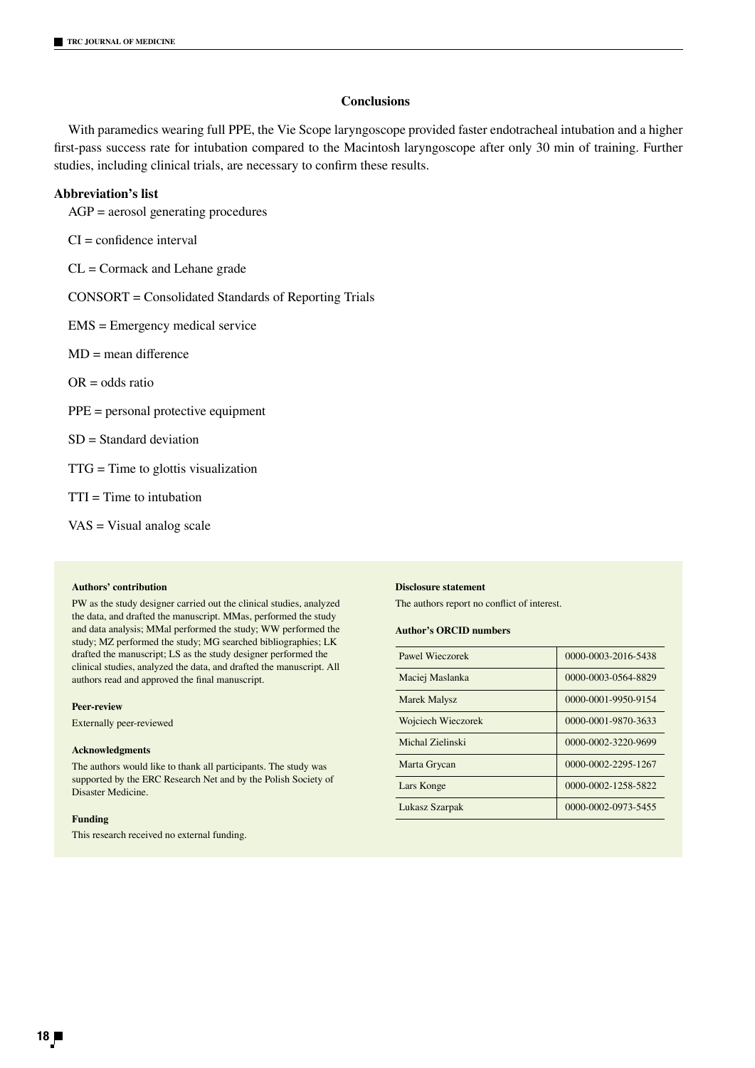## Conclusions

With paramedics wearing full PPE, the Vie Scope laryngoscope provided faster endotracheal intubation and a higher first-pass success rate for intubation compared to the Macintosh laryngoscope after only 30 min of training. Further studies, including clinical trials, are necessary to confirm these results.

**Abbreviation's list**

AGP = aerosol generating procedures

CI = confidence interval

CL = Cormack and Lehane grade

CONSORT = Consolidated Standards of Reporting Trials

EMS = Emergency medical service

MD = mean difference

OR = odds ratio

PPE = personal protective equipment

SD = Standard deviation

TTG = Time to glottis visualization

TTI = Time to intubation

VAS = Visual analog scale

**Authors' contribution**

PW as the study designer carried out the clinical studies, analyzed the data, and drafted the manuscript. MMas, performed the study and data analysis; MMal performed the study; WW performed the study; MZ performed the study; MG searched bibliographies; LK drafted the manuscript; LS as the study designer performed the clinical studies, analyzed the data, and drafted the manuscript. All authors read and approved the final manuscript.

**Peer-review**

Externally peer-reviewed

**Acknowledgments**

The authors would like to thank all participants. The study was supported by the ERC Research Net and by the Polish Society of Disaster Medicine.

**Funding**

This research received no external funding.

**Disclosure statement**

The authors report no conflict of interest.

**Author's ORCID numbers**

| | |
|---|---|
| Pawel Wieczorek | 0000-0003-2016-5438 |
| Maciej Maslanka | 0000-0003-0564-8829 |
| Marek Malysz | 0000-0001-9950-9154 |
| Wojciech Wieczorek | 0000-0001-9870-3633 |
| Michal Zielinski | 0000-0002-3220-9699 |
| Marta Grycan | 0000-0002-2295-1267 |
| Lars Konge | 0000-0002-1258-5822 |
| Lukasz Szarpak | 0000-0002-0973-5455 |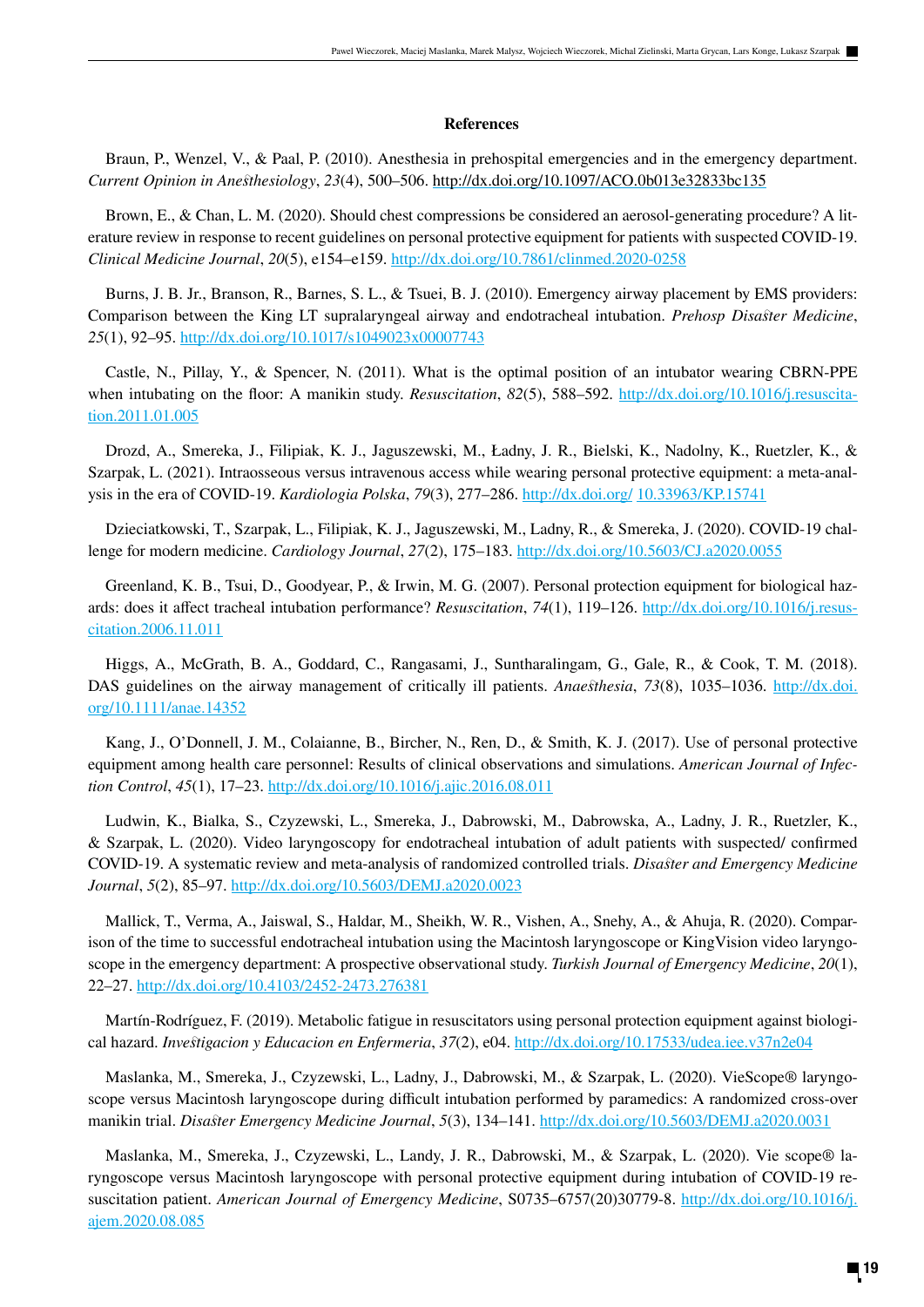## References

Braun, P., Wenzel, V., & Paal, P. (2010). Anesthesia in prehospital emergencies and in the emergency department. *Current Opinion in Anesthesiology*, *23*(4), 500–506. http://dx.doi.org/10.1097/ACO.0b013e32833bc135

Brown, E., & Chan, L. M. (2020). Should chest compressions be considered an aerosol-generating procedure? A literature review in response to recent guidelines on personal protective equipment for patients with suspected COVID-19. *Clinical Medicine Journal*, *20*(5), e154–e159. http://dx.doi.org/10.7861/clinmed.2020-0258

Burns, J. B. Jr., Branson, R., Barnes, S. L., & Tsuei, B. J. (2010). Emergency airway placement by EMS providers: Comparison between the King LT supralaryngeal airway and endotracheal intubation. *Prehosp Disaster Medicine*, *25*(1), 92–95. http://dx.doi.org/10.1017/s1049023x00007743

Castle, N., Pillay, Y., & Spencer, N. (2011). What is the optimal position of an intubator wearing CBRN-PPE when intubating on the floor: A manikin study. *Resuscitation*, *82*(5), 588–592. http://dx.doi.org/10.1016/j.resuscitation.2011.01.005

Drozd, A., Smereka, J., Filipiak, K. J., Jaguszewski, M., Ładny, J. R., Bielski, K., Nadolny, K., Ruetzler, K., & Szarpak, L. (2021). Intraosseous versus intravenous access while wearing personal protective equipment: a meta-analysis in the era of COVID-19. *Kardiologia Polska*, *79*(3), 277–286. http://dx.doi.org/ 10.33963/KP.15741

Dzieciatkowski, T., Szarpak, L., Filipiak, K. J., Jaguszewski, M., Ladny, R., & Smereka, J. (2020). COVID-19 challenge for modern medicine. *Cardiology Journal*, *27*(2), 175–183. http://dx.doi.org/10.5603/CJ.a2020.0055

Greenland, K. B., Tsui, D., Goodyear, P., & Irwin, M. G. (2007). Personal protection equipment for biological hazards: does it affect tracheal intubation performance? *Resuscitation*, *74*(1), 119–126. http://dx.doi.org/10.1016/j.resuscitation.2006.11.011

Higgs, A., McGrath, B. A., Goddard, C., Rangasami, J., Suntharalingam, G., Gale, R., & Cook, T. M. (2018). DAS guidelines on the airway management of critically ill patients. *Anaesthesia*, *73*(8), 1035–1036. http://dx.doi.org/10.1111/anae.14352

Kang, J., O'Donnell, J. M., Colaianne, B., Bircher, N., Ren, D., & Smith, K. J. (2017). Use of personal protective equipment among health care personnel: Results of clinical observations and simulations. *American Journal of Infection Control*, *45*(1), 17–23. http://dx.doi.org/10.1016/j.ajic.2016.08.011

Ludwin, K., Bialka, S., Czyzewski, L., Smereka, J., Dabrowski, M., Dabrowska, A., Ladny, J. R., Ruetzler, K., & Szarpak, L. (2020). Video laryngoscopy for endotracheal intubation of adult patients with suspected/ confirmed COVID-19. A systematic review and meta-analysis of randomized controlled trials. *Disaster and Emergency Medicine Journal*, *5*(2), 85–97. http://dx.doi.org/10.5603/DEMJ.a2020.0023

Mallick, T., Verma, A., Jaiswal, S., Haldar, M., Sheikh, W. R., Vishen, A., Snehy, A., & Ahuja, R. (2020). Comparison of the time to successful endotracheal intubation using the Macintosh laryngoscope or KingVision video laryngoscope in the emergency department: A prospective observational study. *Turkish Journal of Emergency Medicine*, *20*(1), 22–27. http://dx.doi.org/10.4103/2452-2473.276381

Martín-Rodríguez, F. (2019). Metabolic fatigue in resuscitators using personal protection equipment against biological hazard. *Investigacion y Educacion en Enfermeria*, *37*(2), e04. http://dx.doi.org/10.17533/udea.iee.v37n2e04

Maslanka, M., Smereka, J., Czyzewski, L., Ladny, J., Dabrowski, M., & Szarpak, L. (2020). VieScope® laryngoscope versus Macintosh laryngoscope during difficult intubation performed by paramedics: A randomized cross-over manikin trial. *Disaster Emergency Medicine Journal*, *5*(3), 134–141. http://dx.doi.org/10.5603/DEMJ.a2020.0031

Maslanka, M., Smereka, J., Czyzewski, L., Landy, J. R., Dabrowski, M., & Szarpak, L. (2020). Vie scope® laryngoscope versus Macintosh laryngoscope with personal protective equipment during intubation of COVID-19 resuscitation patient. *American Journal of Emergency Medicine*, S0735–6757(20)30779-8. http://dx.doi.org/10.1016/j.ajem.2020.08.085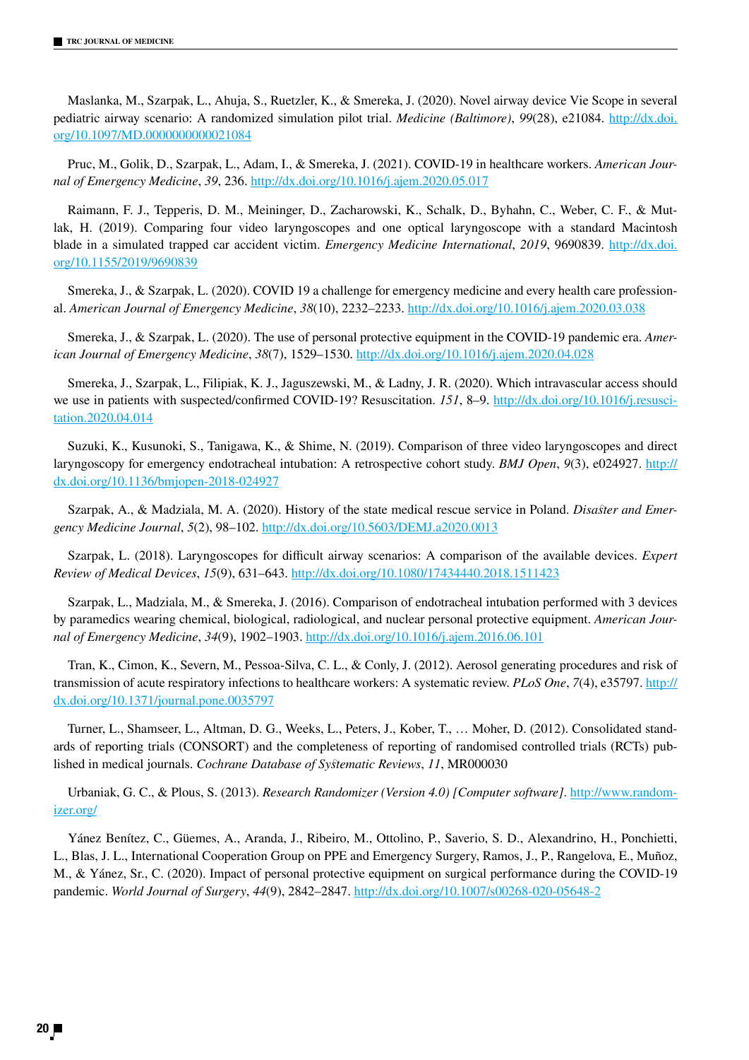Maslanka, M., Szarpak, L., Ahuja, S., Ruetzler, K., & Smereka, J. (2020). Novel airway device Vie Scope in several pediatric airway scenario: A randomized simulation pilot trial. *Medicine (Baltimore)*, *99*(28), e21084. http://dx.doi.org/10.1097/MD.0000000000021084

Pruc, M., Golik, D., Szarpak, L., Adam, I., & Smereka, J. (2021). COVID-19 in healthcare workers. *American Journal of Emergency Medicine*, *39*, 236. http://dx.doi.org/10.1016/j.ajem.2020.05.017

Raimann, F. J., Tepperis, D. M., Meininger, D., Zacharowski, K., Schalk, D., Byhahn, C., Weber, C. F., & Mutlak, H. (2019). Comparing four video laryngoscopes and one optical laryngoscope with a standard Macintosh blade in a simulated trapped car accident victim. *Emergency Medicine International*, *2019*, 9690839. http://dx.doi.org/10.1155/2019/9690839

Smereka, J., & Szarpak, L. (2020). COVID 19 a challenge for emergency medicine and every health care professional. *American Journal of Emergency Medicine*, *38*(10), 2232–2233. http://dx.doi.org/10.1016/j.ajem.2020.03.038

Smereka, J., & Szarpak, L. (2020). The use of personal protective equipment in the COVID-19 pandemic era. *American Journal of Emergency Medicine*, *38*(7), 1529–1530. http://dx.doi.org/10.1016/j.ajem.2020.04.028

Smereka, J., Szarpak, L., Filipiak, K. J., Jaguszewski, M., & Ladny, J. R. (2020). Which intravascular access should we use in patients with suspected/confirmed COVID-19? Resuscitation. *151*, 8–9. http://dx.doi.org/10.1016/j.resuscitation.2020.04.014

Suzuki, K., Kusunoki, S., Tanigawa, K., & Shime, N. (2019). Comparison of three video laryngoscopes and direct laryngoscopy for emergency endotracheal intubation: A retrospective cohort study. *BMJ Open*, *9*(3), e024927. http://dx.doi.org/10.1136/bmjopen-2018-024927

Szarpak, A., & Madziala, M. A. (2020). History of the state medical rescue service in Poland. *Disaśter and Emergency Medicine Journal*, *5*(2), 98–102. http://dx.doi.org/10.5603/DEMJ.a2020.0013

Szarpak, L. (2018). Laryngoscopes for difficult airway scenarios: A comparison of the available devices. *Expert Review of Medical Devices*, *15*(9), 631–643. http://dx.doi.org/10.1080/17434440.2018.1511423

Szarpak, L., Madziala, M., & Smereka, J. (2016). Comparison of endotracheal intubation performed with 3 devices by paramedics wearing chemical, biological, radiological, and nuclear personal protective equipment. *American Journal of Emergency Medicine*, *34*(9), 1902–1903. http://dx.doi.org/10.1016/j.ajem.2016.06.101

Tran, K., Cimon, K., Severn, M., Pessoa-Silva, C. L., & Conly, J. (2012). Aerosol generating procedures and risk of transmission of acute respiratory infections to healthcare workers: A systematic review. *PLoS One*, *7*(4), e35797. http://dx.doi.org/10.1371/journal.pone.0035797

Turner, L., Shamseer, L., Altman, D. G., Weeks, L., Peters, J., Kober, T., … Moher, D. (2012). Consolidated standards of reporting trials (CONSORT) and the completeness of reporting of randomised controlled trials (RCTs) published in medical journals. *Cochrane Database of Syśtematic Reviews*, *11*, MR000030

Urbaniak, G. C., & Plous, S. (2013). *Research Randomizer (Version 4.0) [Computer software]*. http://www.randomizer.org/

Yánez Benítez, C., Güemes, A., Aranda, J., Ribeiro, M., Ottolino, P., Saverio, S. D., Alexandrino, H., Ponchietti, L., Blas, J. L., International Cooperation Group on PPE and Emergency Surgery, Ramos, J., P., Rangelova, E., Muñoz, M., & Yánez, Sr., C. (2020). Impact of personal protective equipment on surgical performance during the COVID-19 pandemic. *World Journal of Surgery*, *44*(9), 2842–2847. http://dx.doi.org/10.1007/s00268-020-05648-2